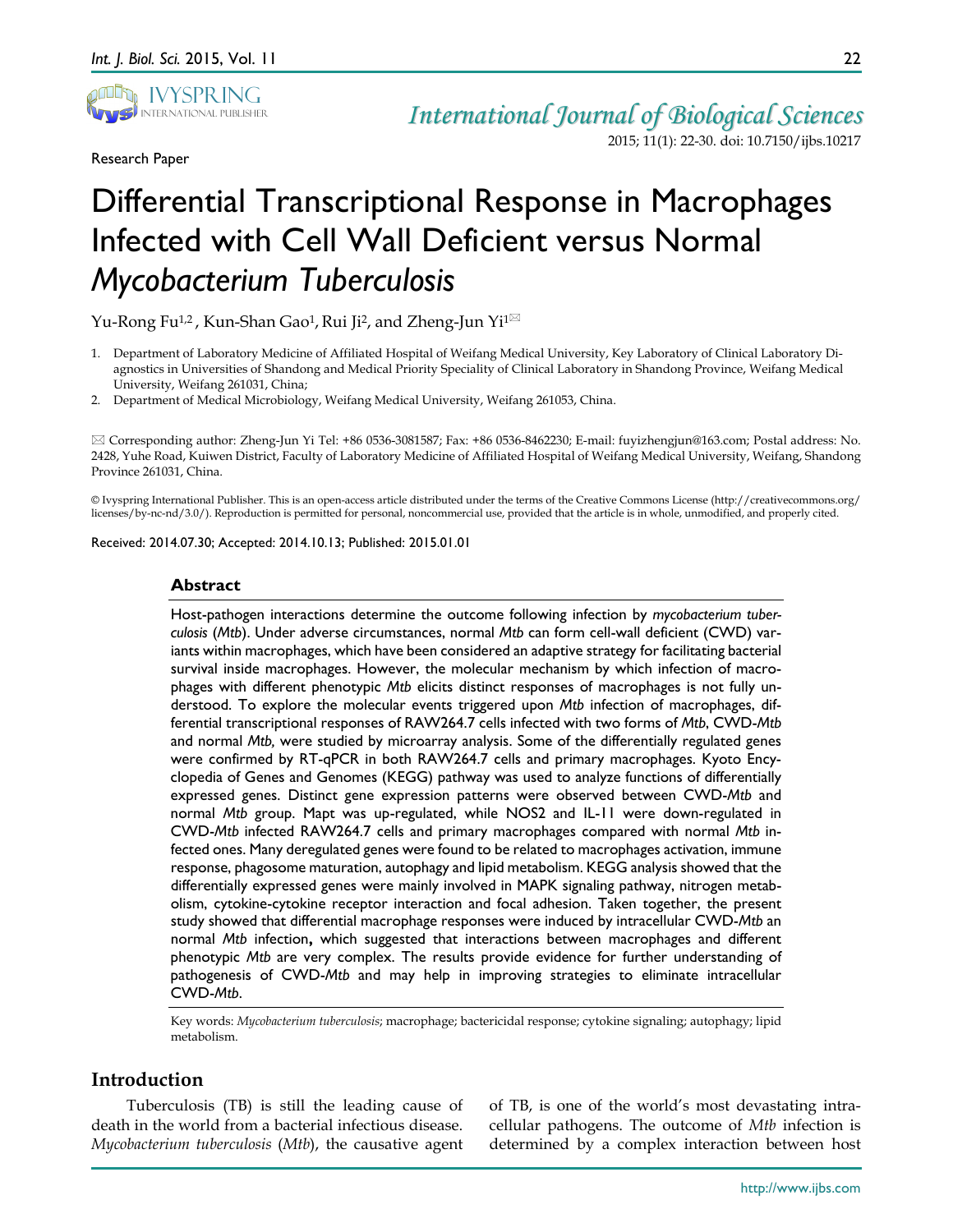Research Paper

# Differential Transcriptional Response in Macrophages Infected with Cell Wall Deficient versus Normal *Mycobacterium Tuberculosis*

Yu-Rong Fu[1,2], Kun-Shan Gao[1], Rui Ji[2], and Zheng-Jun Yi[1]✉

1. Department of Laboratory Medicine of Affiliated Hospital of Weifang Medical University, Key Laboratory of Clinical Laboratory Diagnostics in Universities of Shandong and Medical Priority Speciality of Clinical Laboratory in Shandong Province, Weifang Medical University, Weifang 261031, China;
2. Department of Medical Microbiology, Weifang Medical University, Weifang 261053, China.

✉ Corresponding author: Zheng-Jun Yi Tel: +86 0536-3081587; Fax: +86 0536-8462230; E-mail: fuyizhengjun@163.com; Postal address: No. 2428, Yuhe Road, Kuiwen District, Faculty of Laboratory Medicine of Affiliated Hospital of Weifang Medical University, Weifang, Shandong Province 261031, China.

© Ivyspring International Publisher. This is an open-access article distributed under the terms of the Creative Commons License (http://creativecommons.org/licenses/by-nc-nd/3.0/). Reproduction is permitted for personal, noncommercial use, provided that the article is in whole, unmodified, and properly cited.

Received: 2014.07.30; Accepted: 2014.10.13; Published: 2015.01.01

## Abstract

Host-pathogen interactions determine the outcome following infection by *mycobacterium tuberculosis* (*Mtb*). Under adverse circumstances, normal *Mtb* can form cell-wall deficient (CWD) variants within macrophages, which have been considered an adaptive strategy for facilitating bacterial survival inside macrophages. However, the molecular mechanism by which infection of macrophages with different phenotypic *Mtb* elicits distinct responses of macrophages is not fully understood. To explore the molecular events triggered upon *Mtb* infection of macrophages, differential transcriptional responses of RAW264.7 cells infected with two forms of *Mtb*, CWD-*Mtb* and normal *Mtb*, were studied by microarray analysis. Some of the differentially regulated genes were confirmed by RT-qPCR in both RAW264.7 cells and primary macrophages. Kyoto Encyclopedia of Genes and Genomes (KEGG) pathway was used to analyze functions of differentially expressed genes. Distinct gene expression patterns were observed between CWD-*Mtb* and normal *Mtb* group. Mapt was up-regulated, while NOS2 and IL-11 were down-regulated in CWD-*Mtb* infected RAW264.7 cells and primary macrophages compared with normal *Mtb* infected ones. Many deregulated genes were found to be related to macrophages activation, immune response, phagosome maturation, autophagy and lipid metabolism. KEGG analysis showed that the differentially expressed genes were mainly involved in MAPK signaling pathway, nitrogen metabolism, cytokine-cytokine receptor interaction and focal adhesion. Taken together, the present study showed that differential macrophage responses were induced by intracellular CWD-*Mtb* an normal *Mtb* infection**,** which suggested that interactions between macrophages and different phenotypic *Mtb* are very complex. The results provide evidence for further understanding of pathogenesis of CWD-*Mtb* and may help in improving strategies to eliminate intracellular CWD-*Mtb*.

Key words: *Mycobacterium tuberculosis*; macrophage; bactericidal response; cytokine signaling; autophagy; lipid metabolism.

## Introduction

Tuberculosis (TB) is still the leading cause of death in the world from a bacterial infectious disease. *Mycobacterium tuberculosis* (*Mtb*), the causative agent of TB, is one of the world's most devastating intracellular pathogens. The outcome of *Mtb* infection is determined by a complex interaction between host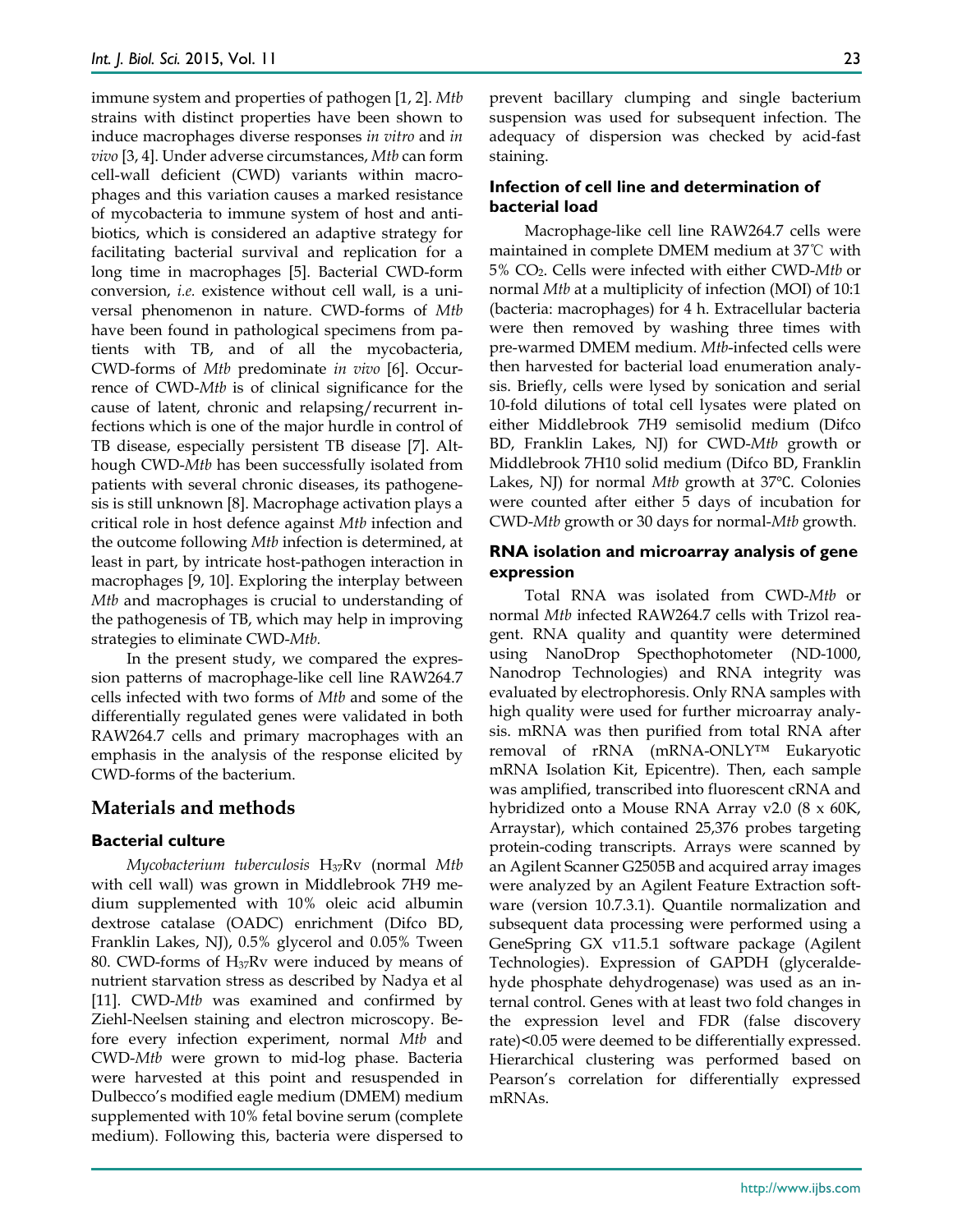immune system and properties of pathogen [1, 2]. *Mtb* strains with distinct properties have been shown to induce macrophages diverse responses *in vitro* and *in vivo* [3, 4]. Under adverse circumstances, *Mtb* can form cell-wall deficient (CWD) variants within macrophages and this variation causes a marked resistance of mycobacteria to immune system of host and antibiotics, which is considered an adaptive strategy for facilitating bacterial survival and replication for a long time in macrophages [5]. Bacterial CWD-form conversion, *i.e.* existence without cell wall, is a universal phenomenon in nature. CWD-forms of *Mtb* have been found in pathological specimens from patients with TB, and of all the mycobacteria, CWD-forms of *Mtb* predominate *in vivo* [6]. Occurrence of CWD-*Mtb* is of clinical significance for the cause of latent, chronic and relapsing/recurrent infections which is one of the major hurdle in control of TB disease, especially persistent TB disease [7]. Although CWD-*Mtb* has been successfully isolated from patients with several chronic diseases, its pathogenesis is still unknown [8]. Macrophage activation plays a critical role in host defence against *Mtb* infection and the outcome following *Mtb* infection is determined, at least in part, by intricate host-pathogen interaction in macrophages [9, 10]. Exploring the interplay between *Mtb* and macrophages is crucial to understanding of the pathogenesis of TB, which may help in improving strategies to eliminate CWD-*Mtb*.

In the present study, we compared the expression patterns of macrophage-like cell line RAW264.7 cells infected with two forms of *Mtb* and some of the differentially regulated genes were validated in both RAW264.7 cells and primary macrophages with an emphasis in the analysis of the response elicited by CWD-forms of the bacterium.

## Materials and methods

### Bacterial culture

*Mycobacterium tuberculosis* $H_{37}Rv$ (normal *Mtb* with cell wall) was grown in Middlebrook 7H9 medium supplemented with 10% oleic acid albumin dextrose catalase (OADC) enrichment (Difco BD, Franklin Lakes, NJ), 0.5% glycerol and 0.05% Tween 80. CWD-forms of $H_{37}Rv$ were induced by means of nutrient starvation stress as described by Nadya et al [11]. CWD-*Mtb* was examined and confirmed by Ziehl-Neelsen staining and electron microscopy. Before every infection experiment, normal *Mtb* and CWD-*Mtb* were grown to mid-log phase. Bacteria were harvested at this point and resuspended in Dulbecco's modified eagle medium (DMEM) medium supplemented with 10% fetal bovine serum (complete medium). Following this, bacteria were dispersed to prevent bacillary clumping and single bacterium suspension was used for subsequent infection. The adequacy of dispersion was checked by acid-fast staining.

### Infection of cell line and determination of bacterial load

Macrophage-like cell line RAW264.7 cells were maintained in complete DMEM medium at 37℃ with 5% $CO_2$. Cells were infected with either CWD-*Mtb* or normal *Mtb* at a multiplicity of infection (MOI) of 10:1 (bacteria: macrophages) for 4 h. Extracellular bacteria were then removed by washing three times with pre-warmed DMEM medium. *Mtb*-infected cells were then harvested for bacterial load enumeration analysis. Briefly, cells were lysed by sonication and serial 10-fold dilutions of total cell lysates were plated on either Middlebrook 7H9 semisolid medium (Difco BD, Franklin Lakes, NJ) for CWD-*Mtb* growth or Middlebrook 7H10 solid medium (Difco BD, Franklin Lakes, NJ) for normal *Mtb* growth at 37℃. Colonies were counted after either 5 days of incubation for CWD-*Mtb* growth or 30 days for normal-*Mtb* growth.

### RNA isolation and microarray analysis of gene expression

Total RNA was isolated from CWD-*Mtb* or normal *Mtb* infected RAW264.7 cells with Trizol reagent. RNA quality and quantity were determined using NanoDrop Specthophotometer (ND-1000, Nanodrop Technologies) and RNA integrity was evaluated by electrophoresis. Only RNA samples with high quality were used for further microarray analysis. mRNA was then purified from total RNA after removal of rRNA (mRNA-ONLY™ Eukaryotic mRNA Isolation Kit, Epicentre). Then, each sample was amplified, transcribed into fluorescent cRNA and hybridized onto a Mouse RNA Array v2.0 (8 x 60K, Arraystar), which contained 25,376 probes targeting protein-coding transcripts. Arrays were scanned by an Agilent Scanner G2505B and acquired array images were analyzed by an Agilent Feature Extraction software (version 10.7.3.1). Quantile normalization and subsequent data processing were performed using a GeneSpring GX v11.5.1 software package (Agilent Technologies). Expression of GAPDH (glyceraldehyde phosphate dehydrogenase) was used as an internal control. Genes with at least two fold changes in the expression level and FDR (false discovery rate)<0.05 were deemed to be differentially expressed. Hierarchical clustering was performed based on Pearson's correlation for differentially expressed mRNAs.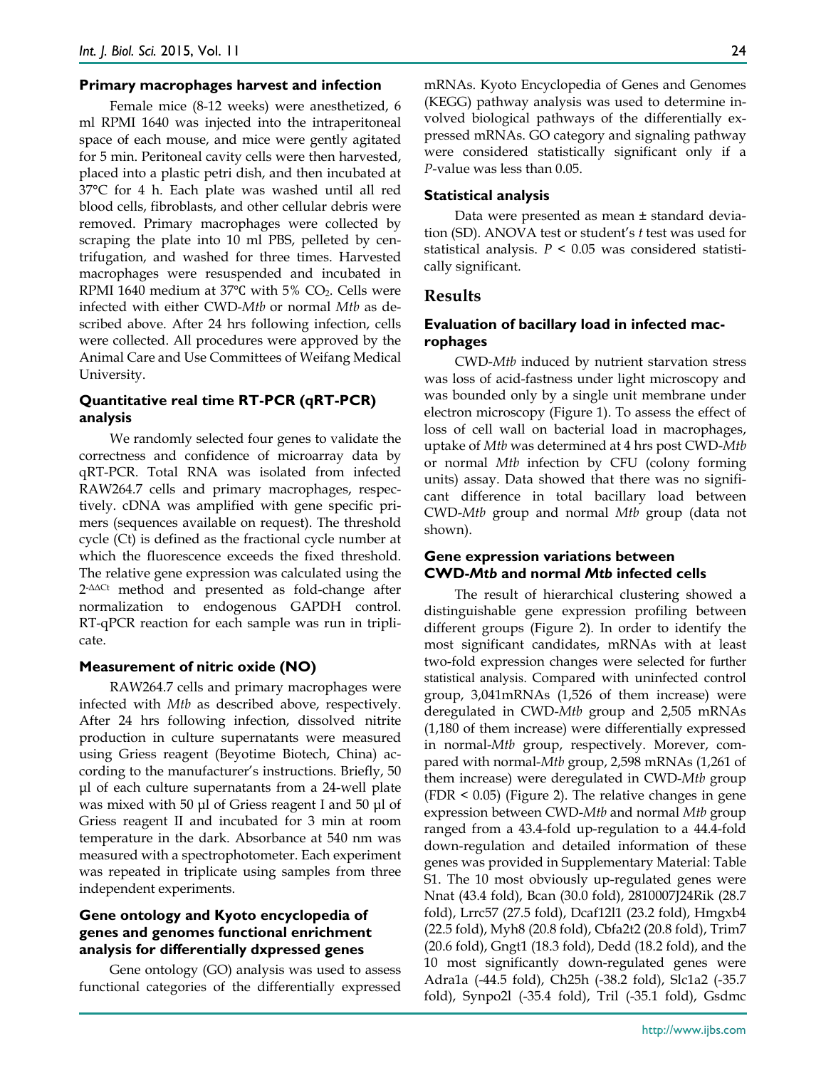### Primary macrophages harvest and infection

Female mice (8-12 weeks) were anesthetized, 6 ml RPMI 1640 was injected into the intraperitoneal space of each mouse, and mice were gently agitated for 5 min. Peritoneal cavity cells were then harvested, placed into a plastic petri dish, and then incubated at 37°C for 4 h. Each plate was washed until all red blood cells, fibroblasts, and other cellular debris were removed. Primary macrophages were collected by scraping the plate into 10 ml PBS, pelleted by centrifugation, and washed for three times. Harvested macrophages were resuspended and incubated in RPMI 1640 medium at 37°C with 5% $CO_2$. Cells were infected with either CWD-*Mtb* or normal *Mtb* as described above. After 24 hrs following infection, cells were collected. All procedures were approved by the Animal Care and Use Committees of Weifang Medical University.

### Quantitative real time RT-PCR (qRT-PCR) analysis

We randomly selected four genes to validate the correctness and confidence of microarray data by qRT-PCR. Total RNA was isolated from infected RAW264.7 cells and primary macrophages, respectively. cDNA was amplified with gene specific primers (sequences available on request). The threshold cycle (Ct) is defined as the fractional cycle number at which the fluorescence exceeds the fixed threshold. The relative gene expression was calculated using the $2^{-\Delta\Delta Ct}$ method and presented as fold-change after normalization to endogenous GAPDH control. RT-qPCR reaction for each sample was run in triplicate.

### Measurement of nitric oxide (NO)

RAW264.7 cells and primary macrophages were infected with *Mtb* as described above, respectively. After 24 hrs following infection, dissolved nitrite production in culture supernatants were measured using Griess reagent (Beyotime Biotech, China) according to the manufacturer's instructions. Briefly, 50 µl of each culture supernatants from a 24-well plate was mixed with 50 µl of Griess reagent I and 50 µl of Griess reagent II and incubated for 3 min at room temperature in the dark. Absorbance at 540 nm was measured with a spectrophotometer. Each experiment was repeated in triplicate using samples from three independent experiments.

### Gene ontology and Kyoto encyclopedia of genes and genomes functional enrichment analysis for differentially dxpressed genes

Gene ontology (GO) analysis was used to assess functional categories of the differentially expressed mRNAs. Kyoto Encyclopedia of Genes and Genomes (KEGG) pathway analysis was used to determine involved biological pathways of the differentially expressed mRNAs. GO category and signaling pathway were considered statistically significant only if a *P*-value was less than 0.05.

### Statistical analysis

Data were presented as mean ± standard deviation (SD). ANOVA test or student's *t* test was used for statistical analysis. $P < 0.05$ was considered statistically significant.

## Results

### Evaluation of bacillary load in infected macrophages

CWD-*Mtb* induced by nutrient starvation stress was loss of acid-fastness under light microscopy and was bounded only by a single unit membrane under electron microscopy (Figure 1). To assess the effect of loss of cell wall on bacterial load in macrophages, uptake of *Mtb* was determined at 4 hrs post CWD-*Mtb* or normal *Mtb* infection by CFU (colony forming units) assay. Data showed that there was no significant difference in total bacillary load between CWD-*Mtb* group and normal *Mtb* group (data not shown).

### Gene expression variations between CWD-*Mtb* and normal *Mtb* infected cells

The result of hierarchical clustering showed a distinguishable gene expression profiling between different groups (Figure 2). In order to identify the most significant candidates, mRNAs with at least two-fold expression changes were selected for further statistical analysis. Compared with uninfected control group, 3,041mRNAs (1,526 of them increase) were deregulated in CWD-*Mtb* group and 2,505 mRNAs (1,180 of them increase) were differentially expressed in normal-*Mtb* group, respectively. Morever, compared with normal-*Mtb* group, 2,598 mRNAs (1,261 of them increase) were deregulated in CWD-*Mtb* group (FDR < 0.05) (Figure 2). The relative changes in gene expression between CWD-*Mtb* and normal *Mtb* group ranged from a 43.4-fold up-regulation to a 44.4-fold down-regulation and detailed information of these genes was provided in Supplementary Material: Table S1. The 10 most obviously up-regulated genes were Nnat (43.4 fold), Bcan (30.0 fold), 2810007J24Rik (28.7 fold), Lrrc57 (27.5 fold), Dcaf12l1 (23.2 fold), Hmgxb4 (22.5 fold), Myh8 (20.8 fold), Cbfa2t2 (20.8 fold), Trim7 (20.6 fold), Gngt1 (18.3 fold), Dedd (18.2 fold), and the 10 most significantly down-regulated genes were Adra1a (-44.5 fold), Ch25h (-38.2 fold), Slc1a2 (-35.7 fold), Synpo2l (-35.4 fold), Tril (-35.1 fold), Gsdmc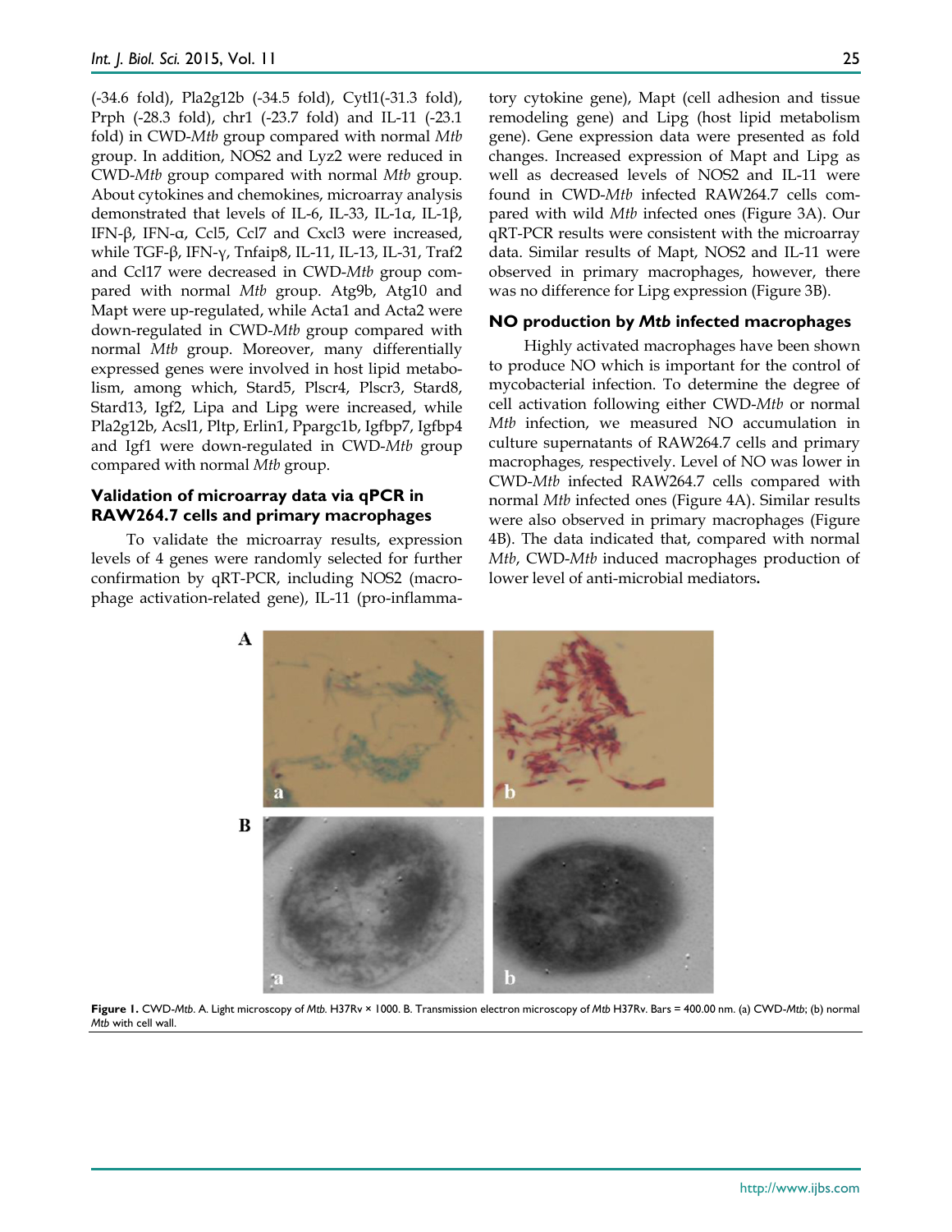(-34.6 fold), Pla2g12b (-34.5 fold), Cytl1(-31.3 fold), Prph (-28.3 fold), chr1 (-23.7 fold) and IL-11 (-23.1 fold) in CWD-*Mtb* group compared with normal *Mtb* group. In addition, NOS2 and Lyz2 were reduced in CWD-*Mtb* group compared with normal *Mtb* group. About cytokines and chemokines, microarray analysis demonstrated that levels of IL-6, IL-33, IL-1α, IL-1β, IFN-β, IFN-α, Ccl5, Ccl7 and Cxcl3 were increased, while TGF-β, IFN-γ, Tnfaip8, IL-11, IL-13, IL-31, Traf2 and Ccl17 were decreased in CWD-*Mtb* group compared with normal *Mtb* group. Atg9b, Atg10 and Mapt were up-regulated, while Acta1 and Acta2 were down-regulated in CWD-*Mtb* group compared with normal *Mtb* group. Moreover, many differentially expressed genes were involved in host lipid metabolism, among which, Stard5, Plscr4, Plscr3, Stard8, Stard13, Igf2, Lipa and Lipg were increased, while Pla2g12b, Acsl1, Pltp, Erlin1, Ppargc1b, Igfbp7, Igfbp4 and Igf1 were down-regulated in CWD-*Mtb* group compared with normal *Mtb* group.

### Validation of microarray data via qPCR in RAW264.7 cells and primary macrophages

To validate the microarray results, expression levels of 4 genes were randomly selected for further confirmation by qRT-PCR, including NOS2 (macrophage activation-related gene), IL-11 (pro-inflammatory cytokine gene), Mapt (cell adhesion and tissue remodeling gene) and Lipg (host lipid metabolism gene). Gene expression data were presented as fold changes. Increased expression of Mapt and Lipg as well as decreased levels of NOS2 and IL-11 were found in CWD-*Mtb* infected RAW264.7 cells compared with wild *Mtb* infected ones (Figure 3A). Our qRT-PCR results were consistent with the microarray data. Similar results of Mapt, NOS2 and IL-11 were observed in primary macrophages, however, there was no difference for Lipg expression (Figure 3B).

### NO production by *Mtb* infected macrophages

Highly activated macrophages have been shown to produce NO which is important for the control of mycobacterial infection. To determine the degree of cell activation following either CWD-*Mtb* or normal *Mtb* infection, we measured NO accumulation in culture supernatants of RAW264.7 cells and primary macrophages, respectively. Level of NO was lower in CWD-*Mtb* infected RAW264.7 cells compared with normal *Mtb* infected ones (Figure 4A). Similar results were also observed in primary macrophages (Figure 4B). The data indicated that, compared with normal *Mtb*, CWD-*Mtb* induced macrophages production of lower level of anti-microbial mediators.

**Figure 1.** CWD-*Mtb*. A. Light microscopy of *Mtb.* H37Rv × 1000. B. Transmission electron microscopy of *Mtb* H37Rv. Bars = 400.00 nm. (a) CWD-*Mtb*; (b) normal *Mtb* with cell wall.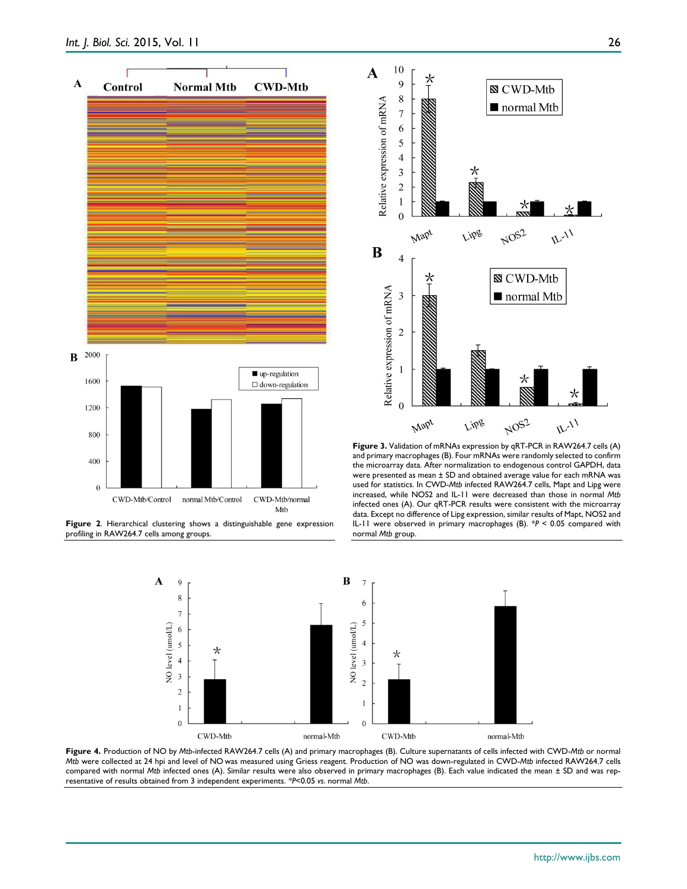**Figure 2**. Hierarchical clustering shows a distinguishable gene expression profiling in RAW264.7 cells among groups.

**Figure 3.** Validation of mRNAs expression by qRT-PCR in RAW264.7 cells (A) and primary macrophages (B). Four mRNAs were randomly selected to confirm the microarray data. After normalization to endogenous control GAPDH, data were presented as mean ± SD and obtained average value for each mRNA was used for statistics. In CWD-*Mtb* infected RAW264.7 cells, Mapt and Lipg were increased, while NOS2 and IL-11 were decreased than those in normal *Mtb* infected ones (A). Our qRT-PCR results were consistent with the microarray data. Except no difference of Lipg expression, similar results of Mapt, NOS2 and IL-11 were observed in primary macrophages (B). \**P* < 0.05 compared with normal *Mtb* group.

**Figure 4.** Production of NO by *Mtb*-infected RAW264.7 cells (A) and primary macrophages (B). Culture supernatants of cells infected with CWD-*Mtb* or normal *Mtb* were collected at 24 hpi and level of NO was measured using Griess reagent. Production of NO was down-regulated in CWD-*Mtb* infected RAW264.7 cells compared with normal *Mtb* infected ones (A). Similar results were also observed in primary macrophages (B). Each value indicated the mean ± SD and was representative of results obtained from 3 independent experiments. \**P*<0.05 *vs*. normal *Mtb*.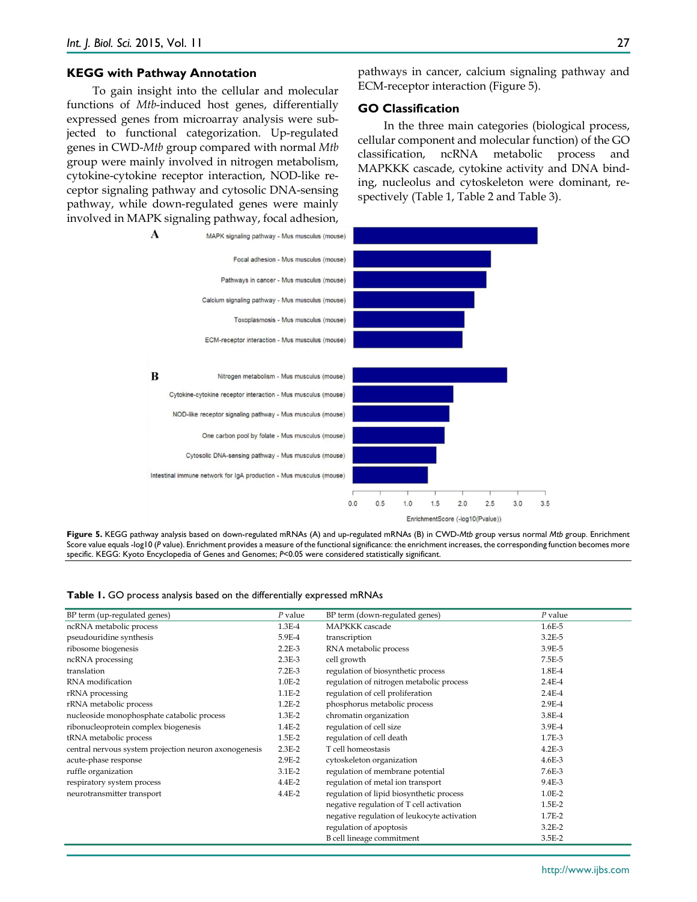### KEGG with Pathway Annotation

To gain insight into the cellular and molecular functions of *Mtb*-induced host genes, differentially expressed genes from microarray analysis were subjected to functional categorization. Up-regulated genes in CWD-*Mtb* group compared with normal *Mtb* group were mainly involved in nitrogen metabolism, cytokine-cytokine receptor interaction, NOD-like receptor signaling pathway and cytosolic DNA-sensing pathway, while down-regulated genes were mainly involved in MAPK signaling pathway, focal adhesion, pathways in cancer, calcium signaling pathway and ECM-receptor interaction (Figure 5).

### GO Classification

In the three main categories (biological process, cellular component and molecular function) of the GO classification, ncRNA metabolic process and MAPKKK cascade, cytokine activity and DNA binding, nucleolus and cytoskeleton were dominant, respectively (Table 1, Table 2 and Table 3).

**Figure 5.** KEGG pathway analysis based on down-regulated mRNAs (A) and up-regulated mRNAs (B) in CWD-*Mtb* group versus normal *Mtb* group. Enrichment Score value equals -log10 (*P* value). Enrichment provides a measure of the functional significance: the enrichment increases, the corresponding function becomes more specific. KEGG: Kyoto Encyclopedia of Genes and Genomes; $P<0.05$ were considered statistically significant.

**Table 1.** GO process analysis based on the differentially expressed mRNAs

| BP term (up-regulated genes) | *P* value | BP term (down-regulated genes) | *P* value |
|---|---|---|---|
| ncRNA metabolic process | 1.3E-4 | MAPKKK cascade | 1.6E-5 |
| pseudouridine synthesis | 5.9E-4 | transcription | 3.2E-5 |
| ribosome biogenesis | 2.2E-3 | RNA metabolic process | 3.9E-5 |
| ncRNA processing | 2.3E-3 | cell growth | 7.5E-5 |
| translation | 7.2E-3 | regulation of biosynthetic process | 1.8E-4 |
| RNA modification | 1.0E-2 | regulation of nitrogen metabolic process | 2.4E-4 |
| rRNA processing | 1.1E-2 | regulation of cell proliferation | 2.4E-4 |
| rRNA metabolic process | 1.2E-2 | phosphorus metabolic process | 2.9E-4 |
| nucleoside monophosphate catabolic process | 1.3E-2 | chromatin organization | 3.8E-4 |
| ribonucleoprotein complex biogenesis | 1.4E-2 | regulation of cell size | 3.9E-4 |
| tRNA metabolic process | 1.5E-2 | regulation of cell death | 1.7E-3 |
| central nervous system projection neuron axonogenesis | 2.3E-2 | T cell homeostasis | 4.2E-3 |
| acute-phase response | 2.9E-2 | cytoskeleton organization | 4.6E-3 |
| ruffle organization | 3.1E-2 | regulation of membrane potential | 7.6E-3 |
| respiratory system process | 4.4E-2 | regulation of metal ion transport | 9.4E-3 |
| neurotransmitter transport | 4.4E-2 | regulation of lipid biosynthetic process | 1.0E-2 |
| | | negative regulation of T cell activation | 1.5E-2 |
| | | negative regulation of leukocyte activation | 1.7E-2 |
| | | regulation of apoptosis | 3.2E-2 |
| | | B cell lineage commitment | 3.5E-2 |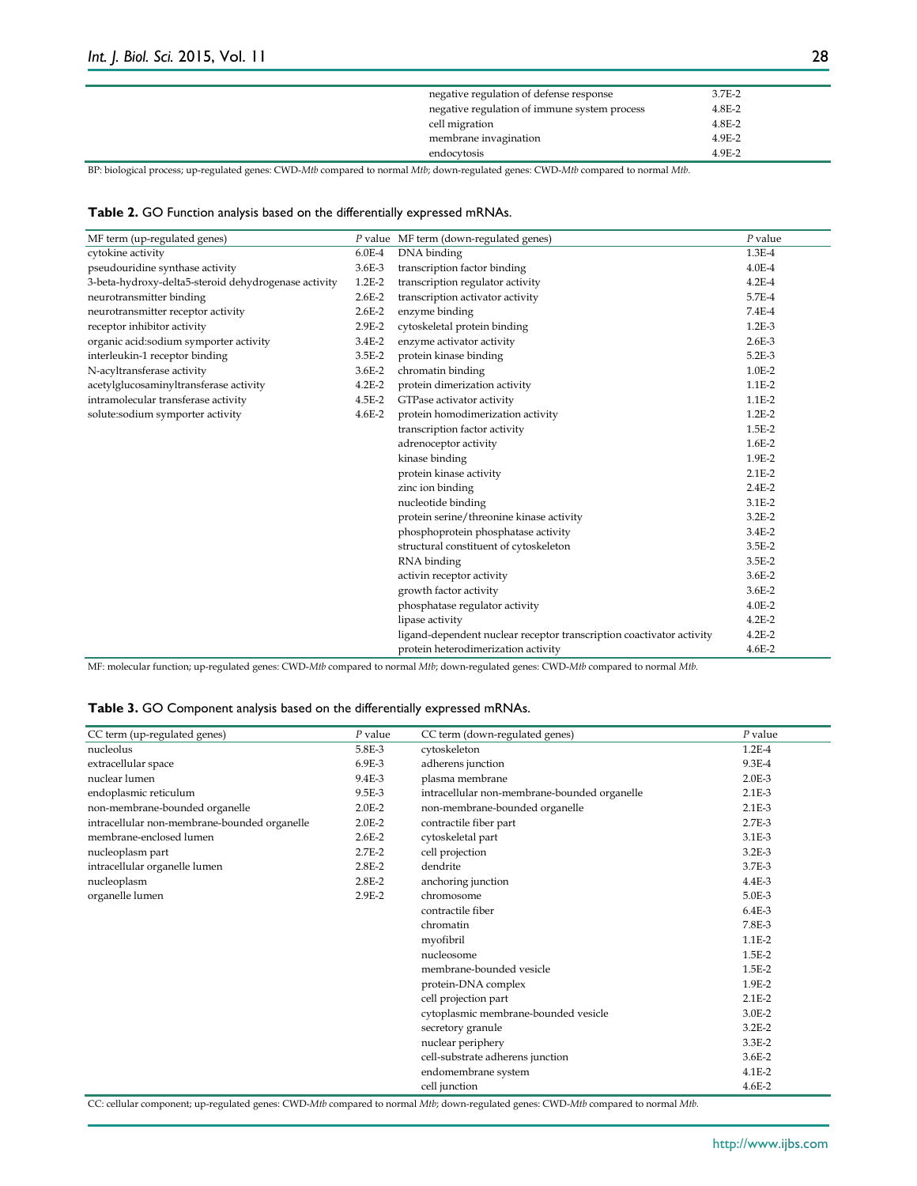| | |
|---|---|
| negative regulation of defense response | 3.7E-2 |
| negative regulation of immune system process | 4.8E-2 |
| cell migration | 4.8E-2 |
| membrane invagination | 4.9E-2 |
| endocytosis | 4.9E-2 |

BP: biological process; up-regulated genes: CWD-*Mtb* compared to normal *Mtb*; down-regulated genes: CWD-*Mtb* compared to normal *Mtb*.

**Table 2.** GO Function analysis based on the differentially expressed mRNAs.

| MF term (up-regulated genes) | *P* value | MF term (down-regulated genes) | *P* value |
|---|---|---|---|
| cytokine activity | 6.0E-4 | DNA binding | 1.3E-4 |
| pseudouridine synthase activity | 3.6E-3 | transcription factor binding | 4.0E-4 |
| 3-beta-hydroxy-delta5-steroid dehydrogenase activity | 1.2E-2 | transcription regulator activity | 4.2E-4 |
| neurotransmitter binding | 2.6E-2 | transcription activator activity | 5.7E-4 |
| neurotransmitter receptor activity | 2.6E-2 | enzyme binding | 7.4E-4 |
| receptor inhibitor activity | 2.9E-2 | cytoskeletal protein binding | 1.2E-3 |
| organic acid:sodium symporter activity | 3.4E-2 | enzyme activator activity | 2.6E-3 |
| interleukin-1 receptor binding | 3.5E-2 | protein kinase binding | 5.2E-3 |
| N-acyltransferase activity | 3.6E-2 | chromatin binding | 1.0E-2 |
| acetylglucosaminyltransferase activity | 4.2E-2 | protein dimerization activity | 1.1E-2 |
| intramolecular transferase activity | 4.5E-2 | GTPase activator activity | 1.1E-2 |
| solute:sodium symporter activity | 4.6E-2 | protein homodimerization activity | 1.2E-2 |
| | | transcription factor activity | 1.5E-2 |
| | | adrenoceptor activity | 1.6E-2 |
| | | kinase binding | 1.9E-2 |
| | | protein kinase activity | 2.1E-2 |
| | | zinc ion binding | 2.4E-2 |
| | | nucleotide binding | 3.1E-2 |
| | | protein serine/threonine kinase activity | 3.2E-2 |
| | | phosphoprotein phosphatase activity | 3.4E-2 |
| | | structural constituent of cytoskeleton | 3.5E-2 |
| | | RNA binding | 3.5E-2 |
| | | activin receptor activity | 3.6E-2 |
| | | growth factor activity | 3.6E-2 |
| | | phosphatase regulator activity | 4.0E-2 |
| | | lipase activity | 4.2E-2 |
| | | ligand-dependent nuclear receptor transcription coactivator activity | 4.2E-2 |
| | | protein heterodimerization activity | 4.6E-2 |

MF: molecular function; up-regulated genes: CWD-*Mtb* compared to normal *Mtb*; down-regulated genes: CWD-*Mtb* compared to normal *Mtb*.

**Table 3.** GO Component analysis based on the differentially expressed mRNAs.

| CC term (up-regulated genes) | *P* value | CC term (down-regulated genes) | *P* value |
|---|---|---|---|
| nucleolus | 5.8E-3 | cytoskeleton | 1.2E-4 |
| extracellular space | 6.9E-3 | adherens junction | 9.3E-4 |
| nuclear lumen | 9.4E-3 | plasma membrane | 2.0E-3 |
| endoplasmic reticulum | 9.5E-3 | intracellular non-membrane-bounded organelle | 2.1E-3 |
| non-membrane-bounded organelle | 2.0E-2 | non-membrane-bounded organelle | 2.1E-3 |
| intracellular non-membrane-bounded organelle | 2.0E-2 | contractile fiber part | 2.7E-3 |
| membrane-enclosed lumen | 2.6E-2 | cytoskeletal part | 3.1E-3 |
| nucleoplasm part | 2.7E-2 | cell projection | 3.2E-3 |
| intracellular organelle lumen | 2.8E-2 | dendrite | 3.7E-3 |
| nucleoplasm | 2.8E-2 | anchoring junction | 4.4E-3 |
| organelle lumen | 2.9E-2 | chromosome | 5.0E-3 |
| | | contractile fiber | 6.4E-3 |
| | | chromatin | 7.8E-3 |
| | | myofibril | 1.1E-2 |
| | | nucleosome | 1.5E-2 |
| | | membrane-bounded vesicle | 1.5E-2 |
| | | protein-DNA complex | 1.9E-2 |
| | | cell projection part | 2.1E-2 |
| | | cytoplasmic membrane-bounded vesicle | 3.0E-2 |
| | | secretory granule | 3.2E-2 |
| | | nuclear periphery | 3.3E-2 |
| | | cell-substrate adherens junction | 3.6E-2 |
| | | endomembrane system | 4.1E-2 |
| | | cell junction | 4.6E-2 |

CC: cellular component; up-regulated genes: CWD-*Mtb* compared to normal *Mtb*; down-regulated genes: CWD-*Mtb* compared to normal *Mtb*.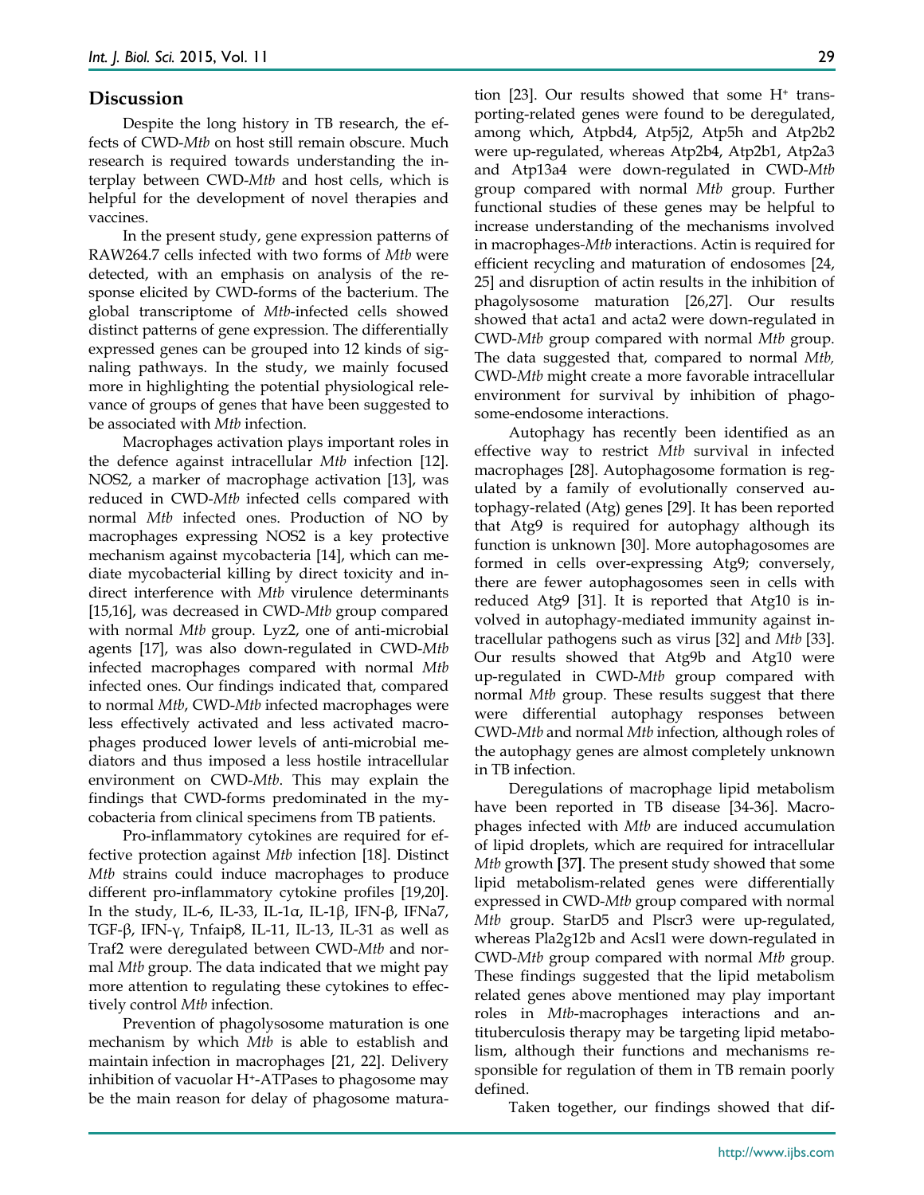## Discussion

Despite the long history in TB research, the effects of CWD-*Mtb* on host still remain obscure. Much research is required towards understanding the interplay between CWD-*Mtb* and host cells, which is helpful for the development of novel therapies and vaccines.

In the present study, gene expression patterns of RAW264.7 cells infected with two forms of *Mtb* were detected, with an emphasis on analysis of the response elicited by CWD-forms of the bacterium. The global transcriptome of *Mtb*-infected cells showed distinct patterns of gene expression. The differentially expressed genes can be grouped into 12 kinds of signaling pathways. In the study, we mainly focused more in highlighting the potential physiological relevance of groups of genes that have been suggested to be associated with *Mtb* infection.

Macrophages activation plays important roles in the defence against intracellular *Mtb* infection [12]. NOS2, a marker of macrophage activation [13], was reduced in CWD-*Mtb* infected cells compared with normal *Mtb* infected ones. Production of NO by macrophages expressing NOS2 is a key protective mechanism against mycobacteria [14], which can mediate mycobacterial killing by direct toxicity and indirect interference with *Mtb* virulence determinants [15,16], was decreased in CWD-*Mtb* group compared with normal *Mtb* group. Lyz2, one of anti-microbial agents [17], was also down-regulated in CWD-*Mtb* infected macrophages compared with normal *Mtb* infected ones. Our findings indicated that, compared to normal *Mtb*, CWD-*Mtb* infected macrophages were less effectively activated and less activated macrophages produced lower levels of anti-microbial mediators and thus imposed a less hostile intracellular environment on CWD-*Mtb*. This may explain the findings that CWD-forms predominated in the mycobacteria from clinical specimens from TB patients.

Pro-inflammatory cytokines are required for effective protection against *Mtb* infection [18]. Distinct *Mtb* strains could induce macrophages to produce different pro-inflammatory cytokine profiles [19,20]. In the study, IL-6, IL-33, IL-1α, IL-1β, IFN-β, IFNa7, TGF-β, IFN-γ, Tnfaip8, IL-11, IL-13, IL-31 as well as Traf2 were deregulated between CWD-*Mtb* and normal *Mtb* group. The data indicated that we might pay more attention to regulating these cytokines to effectively control *Mtb* infection.

Prevention of phagolysosome maturation is one mechanism by which *Mtb* is able to establish and maintain infection in macrophages [21, 22]. Delivery inhibition of vacuolar $H^+$-ATPases to phagosome may be the main reason for delay of phagosome maturation [23]. Our results showed that some $H^+$ transporting-related genes were found to be deregulated, among which, Atpbd4, Atp5j2, Atp5h and Atp2b2 were up-regulated, whereas Atp2b4, Atp2b1, Atp2a3 and Atp13a4 were down-regulated in CWD-*Mtb* group compared with normal *Mtb* group. Further functional studies of these genes may be helpful to increase understanding of the mechanisms involved in macrophages-*Mtb* interactions. Actin is required for efficient recycling and maturation of endosomes [24, 25] and disruption of actin results in the inhibition of phagolysosome maturation [26,27]. Our results showed that acta1 and acta2 were down-regulated in CWD-*Mtb* group compared with normal *Mtb* group. The data suggested that, compared to normal *Mtb,* CWD-*Mtb* might create a more favorable intracellular environment for survival by inhibition of phagosome-endosome interactions.

Autophagy has recently been identified as an effective way to restrict *Mtb* survival in infected macrophages [28]. Autophagosome formation is regulated by a family of evolutionally conserved autophagy-related (Atg) genes [29]. It has been reported that Atg9 is required for autophagy although its function is unknown [30]. More autophagosomes are formed in cells over-expressing Atg9; conversely, there are fewer autophagosomes seen in cells with reduced Atg9 [31]. It is reported that Atg10 is involved in autophagy-mediated immunity against intracellular pathogens such as virus [32] and *Mtb* [33]. Our results showed that Atg9b and Atg10 were up-regulated in CWD-*Mtb* group compared with normal *Mtb* group. These results suggest that there were differential autophagy responses between CWD-*Mtb* and normal *Mtb* infection, although roles of the autophagy genes are almost completely unknown in TB infection.

Deregulations of macrophage lipid metabolism have been reported in TB disease [34-36]. Macrophages infected with *Mtb* are induced accumulation of lipid droplets, which are required for intracellular *Mtb* growth [37]. The present study showed that some lipid metabolism-related genes were differentially expressed in CWD-*Mtb* group compared with normal *Mtb* group. StarD5 and Plscr3 were up-regulated, whereas Pla2g12b and Acsl1 were down-regulated in CWD-*Mtb* group compared with normal *Mtb* group. These findings suggested that the lipid metabolism related genes above mentioned may play important roles in *Mtb*-macrophages interactions and antituberculosis therapy may be targeting lipid metabolism, although their functions and mechanisms responsible for regulation of them in TB remain poorly defined.

Taken together, our findings showed that dif-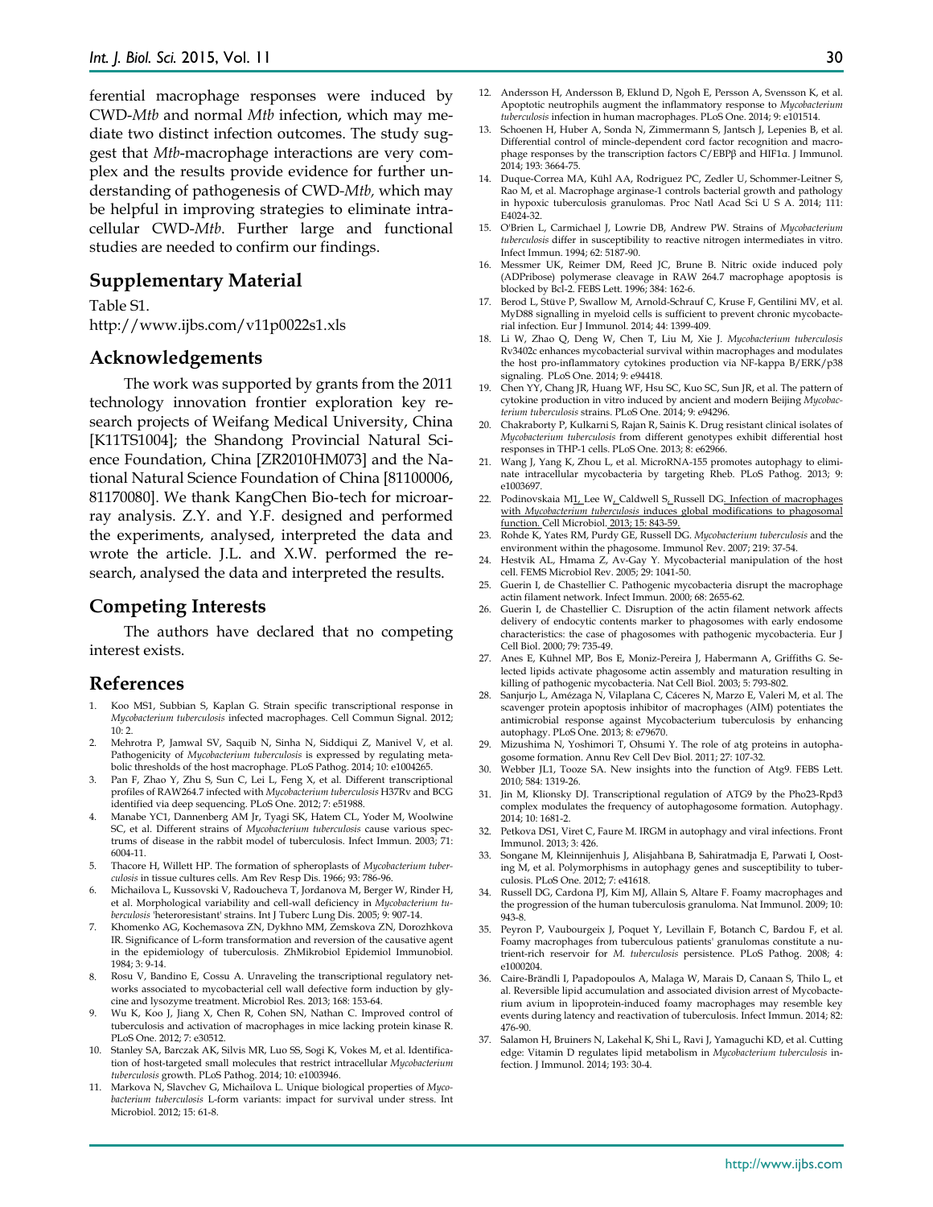ferential macrophage responses were induced by CWD-*Mtb* and normal *Mtb* infection, which may mediate two distinct infection outcomes. The study suggest that *Mtb*-macrophage interactions are very complex and the results provide evidence for further understanding of pathogenesis of CWD-*Mtb*, which may be helpful in improving strategies to eliminate intracellular CWD-*Mtb*. Further large and functional studies are needed to confirm our findings.

## Supplementary Material

Table S1.
http://www.ijbs.com/v11p0022s1.xls

## Acknowledgements

The work was supported by grants from the 2011 technology innovation frontier exploration key research projects of Weifang Medical University, China [K11TS1004]; the Shandong Provincial Natural Science Foundation, China [ZR2010HM073] and the National Natural Science Foundation of China [81100006, 81170080]. We thank KangChen Bio-tech for microarray analysis. Z.Y. and Y.F. designed and performed the experiments, analysed, interpreted the data and wrote the article. J.L. and X.W. performed the research, analysed the data and interpreted the results.

## Competing Interests

The authors have declared that no competing interest exists.

## References

1. Koo MS1, Subbian S, Kaplan G. Strain specific transcriptional response in *Mycobacterium tuberculosis* infected macrophages. Cell Commun Signal. 2012; 10: 2.
2. Mehrotra P, Jamwal SV, Saquib N, Sinha N, Siddiqui Z, Manivel V, et al. Pathogenicity of *Mycobacterium tuberculosis* is expressed by regulating metabolic thresholds of the host macrophage. PLoS Pathog. 2014; 10: e1004265.
3. Pan F, Zhao Y, Zhu S, Sun C, Lei L, Feng X, et al. Different transcriptional profiles of RAW264.7 infected with *Mycobacterium tuberculosis* H37Rv and BCG identified via deep sequencing. PLoS One. 2012; 7: e51988.
4. Manabe YC1, Dannenberg AM Jr, Tyagi SK, Hatem CL, Yoder M, Woolwine SC, et al. Different strains of *Mycobacterium tuberculosis* cause various spectrums of disease in the rabbit model of tuberculosis. Infect Immun. 2003; 71: 6004-11.
5. Thacore H, Willett HP. The formation of spheroplasts of *Mycobacterium tuberculosis* in tissue cultures cells. Am Rev Resp Dis. 1966; 93: 786-96.
6. Michailova L, Kussovski V, Radoucheva T, Jordanova M, Berger W, Rinder H, et al. Morphological variability and cell-wall deficiency in *Mycobacterium tuberculosis* 'heteroresistant' strains. Int J Tuberc Lung Dis. 2005; 9: 907-14.
7. Khomenko AG, Kochemasova ZN, Dykhno MM, Zemskova ZN, Dorozhkova IR. Significance of L-form transformation and reversion of the causative agent in the epidemiology of tuberculosis. ZhMikrobiol Epidemiol Immunobiol. 1984; 3: 9-14.
8. Rosu V, Bandino E, Cossu A. Unraveling the transcriptional regulatory networks associated to mycobacterial cell wall defective form induction by glycine and lysozyme treatment. Microbiol Res. 2013; 168: 153-64.
9. Wu K, Koo J, Jiang X, Chen R, Cohen SN, Nathan C. Improved control of tuberculosis and activation of macrophages in mice lacking protein kinase R. PLoS One. 2012; 7: e30512.
10. Stanley SA, Barczak AK, Silvis MR, Luo SS, Sogi K, Vokes M, et al. Identification of host-targeted small molecules that restrict intracellular *Mycobacterium tuberculosis* growth. PLoS Pathog. 2014; 10: e1003946.
11. Markova N, Slavchev G, Michailova L. Unique biological properties of *Mycobacterium tuberculosis* L-form variants: impact for survival under stress. Int Microbiol. 2012; 15: 61-8.
12. Andersson H, Andersson B, Eklund D, Ngoh E, Persson A, Svensson K, et al. Apoptotic neutrophils augment the inflammatory response to *Mycobacterium tuberculosis* infection in human macrophages. PLoS One. 2014; 9: e101514.
13. Schoenen H, Huber A, Sonda N, Zimmermann S, Jantsch J, Lepenies B, et al. Differential control of mincle-dependent cord factor recognition and macrophage responses by the transcription factors C/EBPβ and HIF1α. J Immunol. 2014; 193: 3664-75.
14. Duque-Correa MA, Kühl AA, Rodriguez PC, Zedler U, Schommer-Leitner S, Rao M, et al. Macrophage arginase-1 controls bacterial growth and pathology in hypoxic tuberculosis granulomas. Proc Natl Acad Sci U S A. 2014; 111: E4024-32.
15. O'Brien L, Carmichael J, Lowrie DB, Andrew PW. Strains of *Mycobacterium tuberculosis* differ in susceptibility to reactive nitrogen intermediates in vitro. Infect Immun. 1994; 62: 5187-90.
16. Messmer UK, Reimer DM, Reed JC, Brune B. Nitric oxide induced poly (ADPribose) polymerase cleavage in RAW 264.7 macrophage apoptosis is blocked by Bcl-2. FEBS Lett. 1996; 384: 162-6.
17. Berod L, Stüve P, Swallow M, Arnold-Schrauf C, Kruse F, Gentilini MV, et al. MyD88 signalling in myeloid cells is sufficient to prevent chronic mycobacterial infection. Eur J Immunol. 2014; 44: 1399-409.
18. Li W, Zhao Q, Deng W, Chen T, Liu M, Xie J. *Mycobacterium tuberculosis* Rv3402c enhances mycobacterial survival within macrophages and modulates the host pro-inflammatory cytokines production via NF-kappa B/ERK/p38 signaling. PLoS One. 2014; 9: e94418.
19. Chen YY, Chang JR, Huang WF, Hsu SC, Kuo SC, Sun JR, et al. The pattern of cytokine production in vitro induced by ancient and modern Beijing *Mycobacterium tuberculosis* strains. PLoS One. 2014; 9: e94296.
20. Chakraborty P, Kulkarni S, Rajan R, Sainis K. Drug resistant clinical isolates of *Mycobacterium tuberculosis* from different genotypes exhibit differential host responses in THP-1 cells. PLoS One. 2013; 8: e62966.
21. Wang J, Yang K, Zhou L, et al. MicroRNA-155 promotes autophagy to eliminate intracellular mycobacteria by targeting Rheb. PLoS Pathog. 2013; 9: e1003697.
22. Podinovskaia M1, Lee W, Caldwell S, Russell DG. Infection of macrophages with *Mycobacterium tuberculosis* induces global modifications to phagosomal function. Cell Microbiol. 2013; 15: 843-59.
23. Rohde K, Yates RM, Purdy GE, Russell DG. *Mycobacterium tuberculosis* and the environment within the phagosome. Immunol Rev. 2007; 219: 37-54.
24. Hestvik AL, Hmama Z, Av-Gay Y. Mycobacterial manipulation of the host cell. FEMS Microbiol Rev. 2005; 29: 1041-50.
25. Guerin I, de Chastellier C. Pathogenic mycobacteria disrupt the macrophage actin filament network. Infect Immun. 2000; 68: 2655-62.
26. Guerin I, de Chastellier C. Disruption of the actin filament network affects delivery of endocytic contents marker to phagosomes with early endosome characteristics: the case of phagosomes with pathogenic mycobacteria. Eur J Cell Biol. 2000; 79: 735-49.
27. Anes E, Kühnel MP, Bos E, Moniz-Pereira J, Habermann A, Griffiths G. Selected lipids activate phagosome actin assembly and maturation resulting in killing of pathogenic mycobacteria. Nat Cell Biol. 2003; 5: 793-802.
28. Sanjurjo L, Amézaga N, Vilaplana C, Cáceres N, Marzo E, Valeri M, et al. The scavenger protein apoptosis inhibitor of macrophages (AIM) potentiates the antimicrobial response against Mycobacterium tuberculosis by enhancing autophagy. PLoS One. 2013; 8: e79670.
29. Mizushima N, Yoshimori T, Ohsumi Y. The role of atg proteins in autophagosome formation. Annu Rev Cell Dev Biol. 2011; 27: 107-32.
30. Webber JL1, Tooze SA. New insights into the function of Atg9. FEBS Lett. 2010; 584: 1319-26.
31. Jin M, Klionsky DJ. Transcriptional regulation of ATG9 by the Pho23-Rpd3 complex modulates the frequency of autophagosome formation. Autophagy. 2014; 10: 1681-2.
32. Petkova DS1, Viret C, Faure M. IRGM in autophagy and viral infections. Front Immunol. 2013; 3: 426.
33. Songane M, Kleinnijenhuis J, Alisjahbana B, Sahiratmadja E, Parwati I, Oosting M, et al. Polymorphisms in autophagy genes and susceptibility to tuberculosis. PLoS One. 2012; 7: e41618.
34. Russell DG, Cardona PJ, Kim MJ, Allain S, Altare F. Foamy macrophages and the progression of the human tuberculosis granuloma. Nat Immunol. 2009; 10: 943-8.
35. Peyron P, Vaubourgeix J, Poquet Y, Levillain F, Botanch C, Bardou F, et al. Foamy macrophages from tuberculous patients' granulomas constitute a nutrient-rich reservoir for *M. tuberculosis* persistence. PLoS Pathog. 2008; 4: e1000204.
36. Caire-Brändli I, Papadopoulos A, Malaga W, Marais D, Canaan S, Thilo L, et al. Reversible lipid accumulation and associated division arrest of Mycobacterium avium in lipoprotein-induced foamy macrophages may resemble key events during latency and reactivation of tuberculosis. Infect Immun. 2014; 82: 476-90.
37. Salamon H, Bruiners N, Lakehal K, Shi L, Ravi J, Yamaguchi KD, et al. Cutting edge: Vitamin D regulates lipid metabolism in *Mycobacterium tuberculosis* infection. J Immunol. 2014; 193: 30-4.